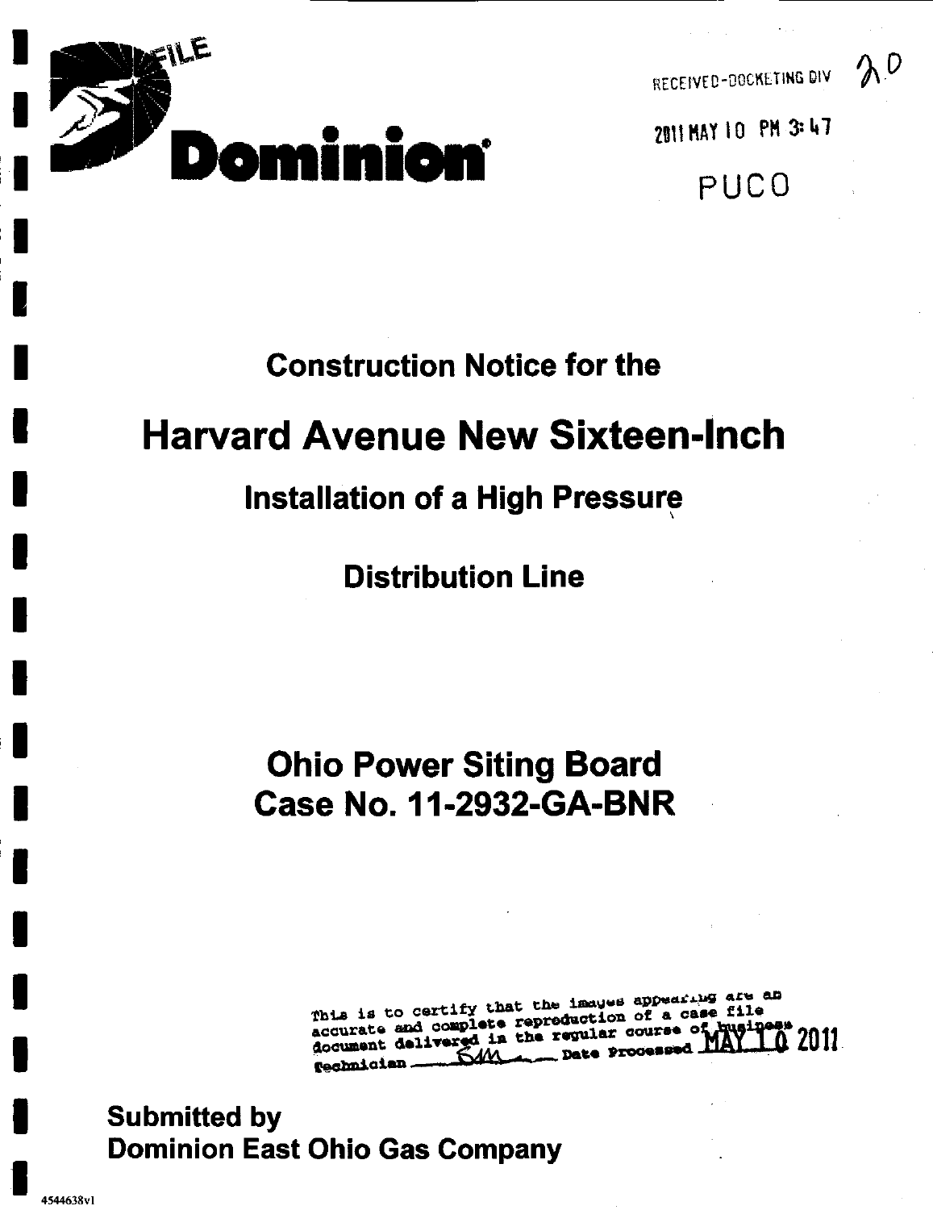FILE

**Dominion**

RECEIVED-DOCKETING DIV 20

2011 MAY 10 PM 3:47

PUCO

# Construction Notice for the

# Harvard Avenue New Sixteen-Inch

## Installation of a High Pressure

## Distribution Line

## Ohio Power Siting Board
## Case No. 11-2932-GA-BNR

This is to certify that the images appearing are an accurate and complete reproduction of a case file document delivered in the regular course of business Technician SAM Date Processed MAY 10 2011

**Submitted by**
**Dominion East Ohio Gas Company**

4544638v1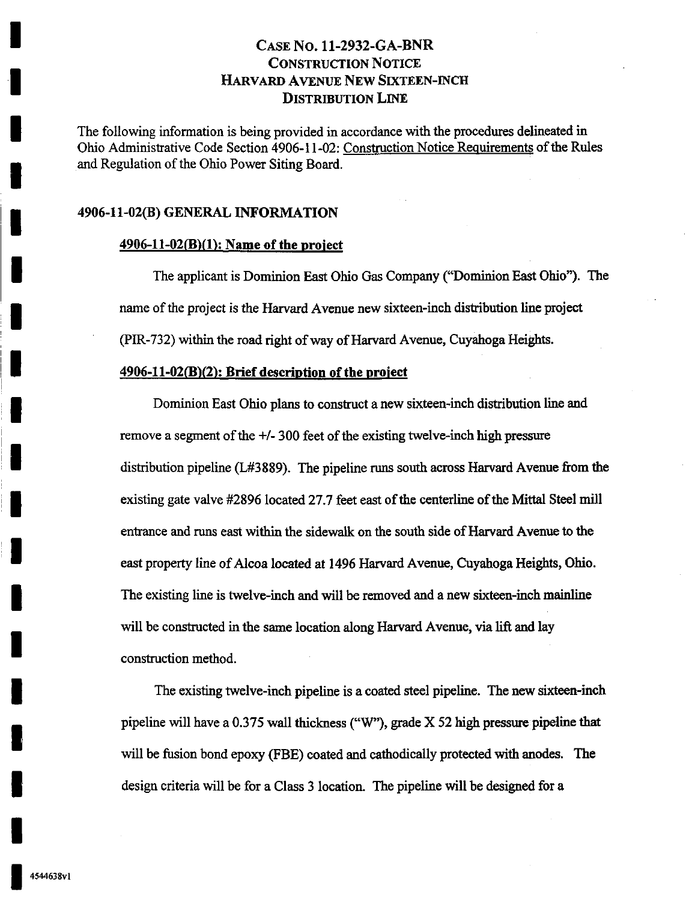# CASE NO. 11-2932-GA-BNR
# CONSTRUCTION NOTICE
# HARVARD AVENUE NEW SIXTEEN-INCH DISTRIBUTION LINE

The following information is being provided in accordance with the procedures delineated in Ohio Administrative Code Section 4906-11-02: Construction Notice Requirements of the Rules and Regulation of the Ohio Power Siting Board.

## 4906-11-02(B) GENERAL INFORMATION

### 4906-11-02(B)(1): Name of the project

The applicant is Dominion East Ohio Gas Company ("Dominion East Ohio"). The name of the project is the Harvard Avenue new sixteen-inch distribution line project (PIR-732) within the road right of way of Harvard Avenue, Cuyahoga Heights.

### 4906-11-02(B)(2): Brief description of the project

Dominion East Ohio plans to construct a new sixteen-inch distribution line and remove a segment of the +/- 300 feet of the existing twelve-inch high pressure distribution pipeline (L#3889). The pipeline runs south across Harvard Avenue from the existing gate valve #2896 located 27.7 feet east of the centerline of the Mittal Steel mill entrance and runs east within the sidewalk on the south side of Harvard Avenue to the east property line of Alcoa located at 1496 Harvard Avenue, Cuyahoga Heights, Ohio. The existing line is twelve-inch and will be removed and a new sixteen-inch mainline will be constructed in the same location along Harvard Avenue, via lift and lay construction method.

The existing twelve-inch pipeline is a coated steel pipeline. The new sixteen-inch pipeline will have a 0.375 wall thickness ("W"), grade X 52 high pressure pipeline that will be fusion bond epoxy (FBE) coated and cathodically protected with anodes. The design criteria will be for a Class 3 location. The pipeline will be designed for a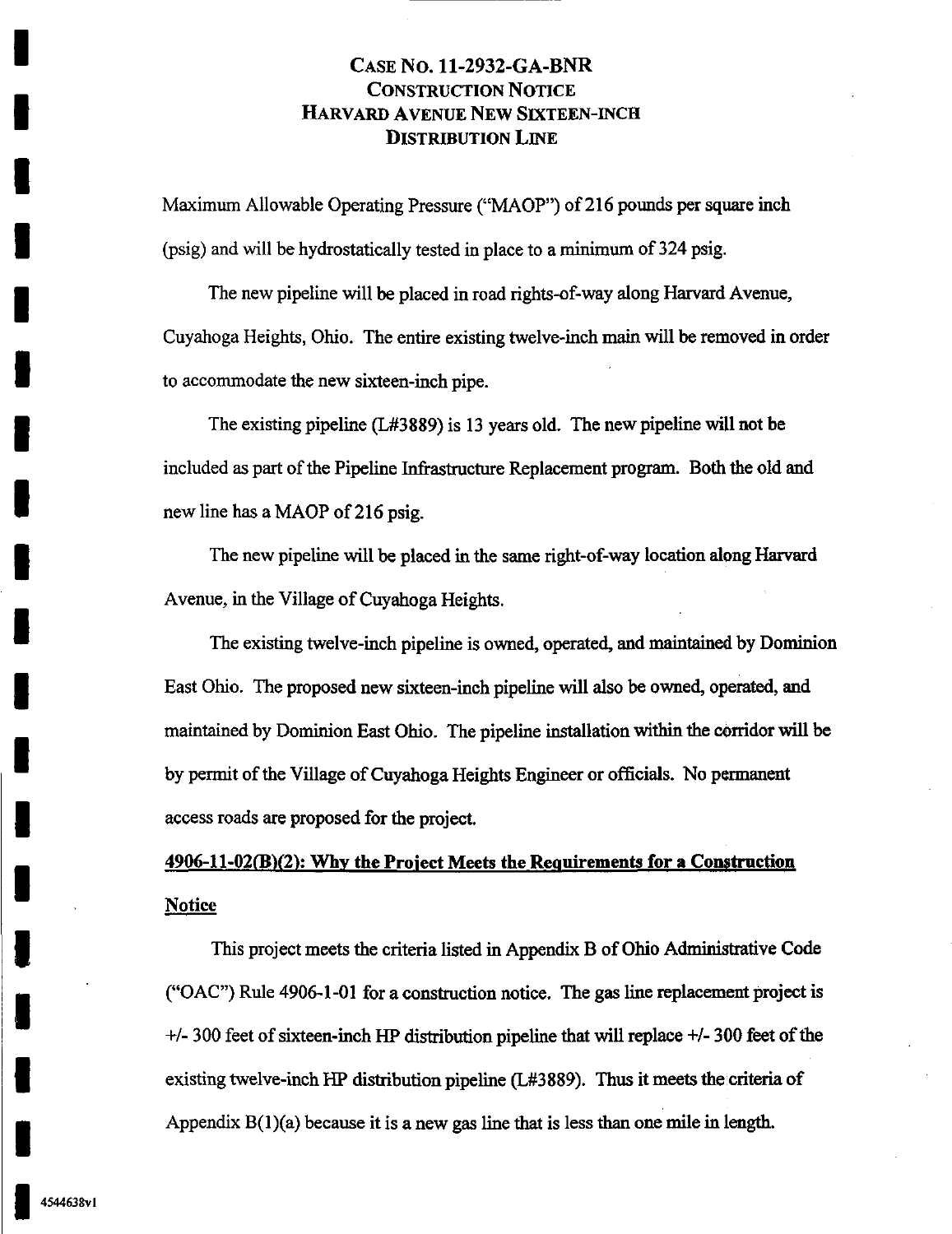Maximum Allowable Operating Pressure ("MAOP") of 216 pounds per square inch (psig) and will be hydrostatically tested in place to a minimum of 324 psig.

The new pipeline will be placed in road rights-of-way along Harvard Avenue, Cuyahoga Heights, Ohio. The entire existing twelve-inch main will be removed in order to accommodate the new sixteen-inch pipe.

The existing pipeline (L#3889) is 13 years old. The new pipeline will not be included as part of the Pipeline Infrastructure Replacement program. Both the old and new line has a MAOP of 216 psig.

The new pipeline will be placed in the same right-of-way location along Harvard Avenue, in the Village of Cuyahoga Heights.

The existing twelve-inch pipeline is owned, operated, and maintained by Dominion East Ohio. The proposed new sixteen-inch pipeline will also be owned, operated, and maintained by Dominion East Ohio. The pipeline installation within the corridor will be by permit of the Village of Cuyahoga Heights Engineer or officials. No permanent access roads are proposed for the project.

**4906-11-02(B)(2): Why the Project Meets the Requirements for a Construction Notice**

This project meets the criteria listed in Appendix B of Ohio Administrative Code ("OAC") Rule 4906-1-01 for a construction notice. The gas line replacement project is +/- 300 feet of sixteen-inch HP distribution pipeline that will replace +/- 300 feet of the existing twelve-inch HP distribution pipeline (L#3889). Thus it meets the criteria of Appendix B(1)(a) because it is a new gas line that is less than one mile in length.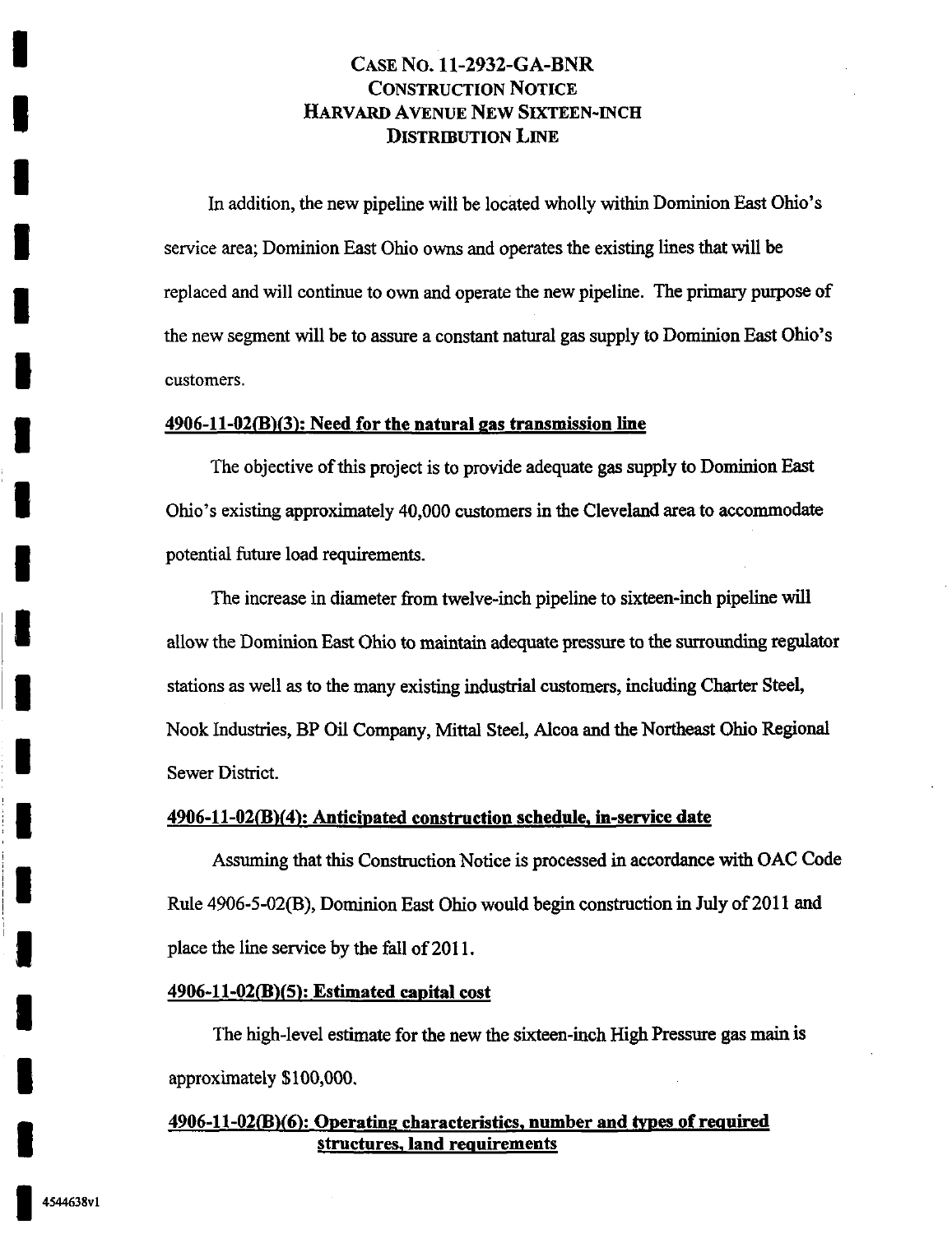In addition, the new pipeline will be located wholly within Dominion East Ohio's service area; Dominion East Ohio owns and operates the existing lines that will be replaced and will continue to own and operate the new pipeline. The primary purpose of the new segment will be to assure a constant natural gas supply to Dominion East Ohio's customers.

**4906-11-02(B)(3): Need for the natural gas transmission line**

The objective of this project is to provide adequate gas supply to Dominion East Ohio's existing approximately 40,000 customers in the Cleveland area to accommodate potential future load requirements.

The increase in diameter from twelve-inch pipeline to sixteen-inch pipeline will allow the Dominion East Ohio to maintain adequate pressure to the surrounding regulator stations as well as to the many existing industrial customers, including Charter Steel, Nook Industries, BP Oil Company, Mittal Steel, Alcoa and the Northeast Ohio Regional Sewer District.

**4906-11-02(B)(4): Anticipated construction schedule, in-service date**

Assuming that this Construction Notice is processed in accordance with OAC Code Rule 4906-5-02(B), Dominion East Ohio would begin construction in July of 2011 and place the line service by the fall of 2011.

**4906-11-02(B)(5): Estimated capital cost**

The high-level estimate for the new the sixteen-inch High Pressure gas main is approximately $100,000.

**4906-11-02(B)(6): Operating characteristics, number and types of required structures, land requirements**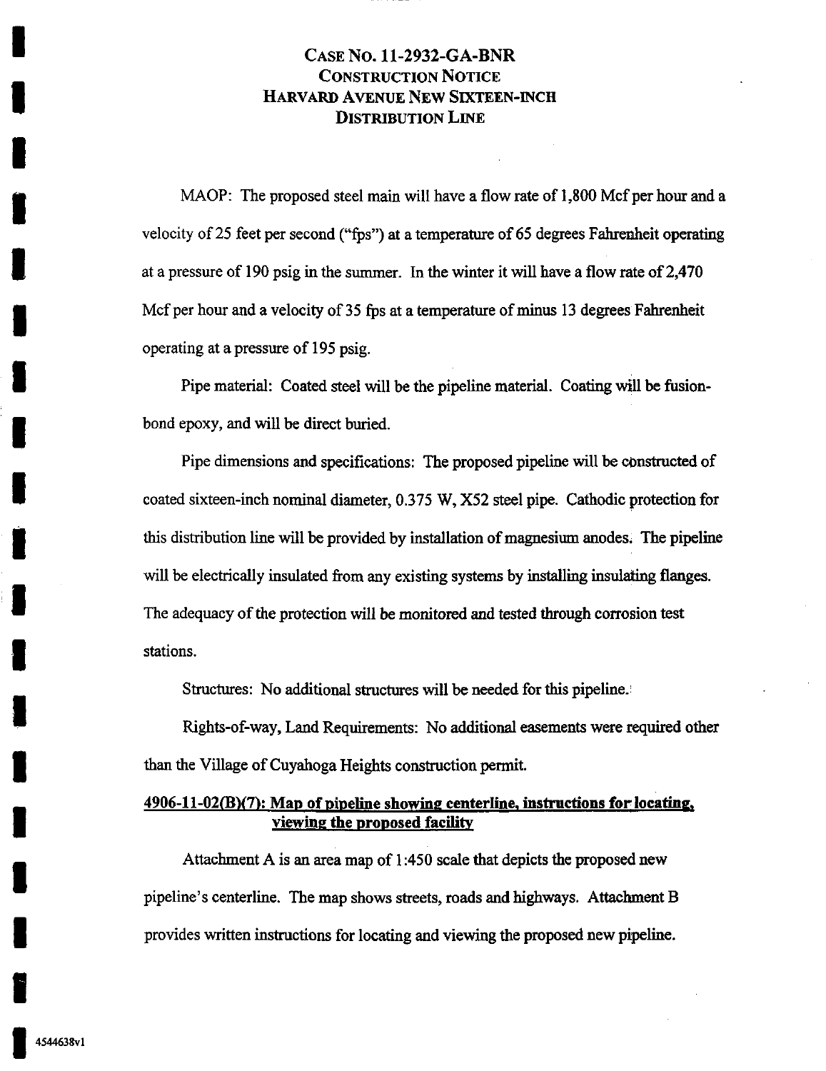# CASE NO. 11-2932-GA-BNR
# CONSTRUCTION NOTICE
# HARVARD AVENUE NEW SIXTEEN-INCH DISTRIBUTION LINE

MAOP: The proposed steel main will have a flow rate of 1,800 Mcf per hour and a velocity of 25 feet per second ("fps") at a temperature of 65 degrees Fahrenheit operating at a pressure of 190 psig in the summer. In the winter it will have a flow rate of 2,470 Mcf per hour and a velocity of 35 fps at a temperature of minus 13 degrees Fahrenheit operating at a pressure of 195 psig.

Pipe material: Coated steel will be the pipeline material. Coating will be fusion-bond epoxy, and will be direct buried.

Pipe dimensions and specifications: The proposed pipeline will be constructed of coated sixteen-inch nominal diameter, 0.375 W, X52 steel pipe. Cathodic protection for this distribution line will be provided by installation of magnesium anodes. The pipeline will be electrically insulated from any existing systems by installing insulating flanges. The adequacy of the protection will be monitored and tested through corrosion test stations.

Structures: No additional structures will be needed for this pipeline.

Rights-of-way, Land Requirements: No additional easements were required other than the Village of Cuyahoga Heights construction permit.

## 4906-11-02(B)(7): Map of pipeline showing centerline, instructions for locating, viewing the proposed facility

Attachment A is an area map of 1:450 scale that depicts the proposed new pipeline's centerline. The map shows streets, roads and highways. Attachment B provides written instructions for locating and viewing the proposed new pipeline.

4544638v1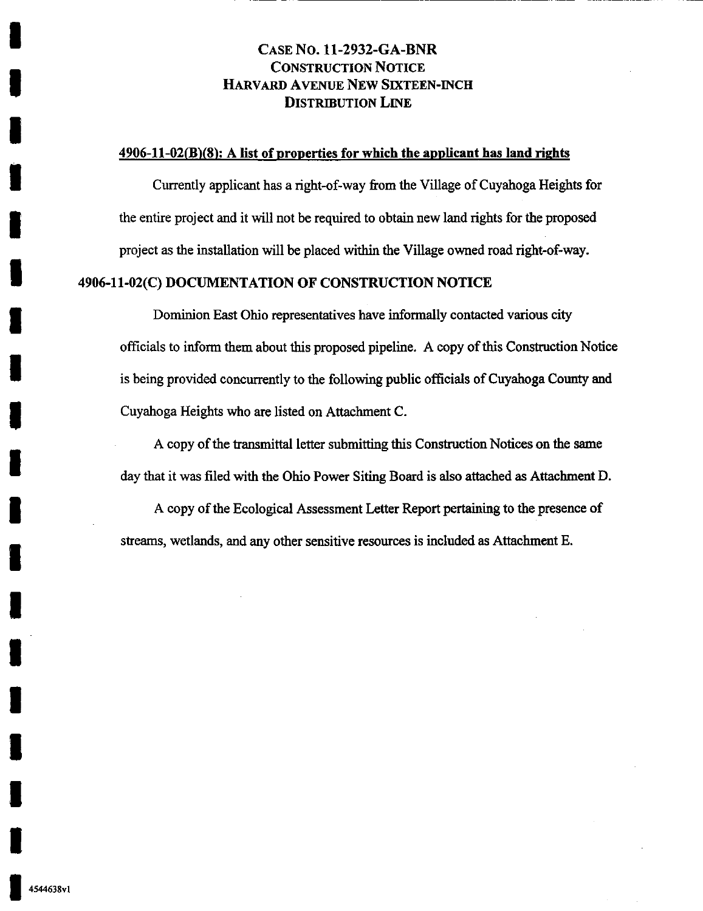# Case No. 11-2932-GA-BNR
# Construction Notice
# Harvard Avenue New Sixteen-Inch Distribution Line

**4906-11-02(B)(8): A list of properties for which the applicant has land rights**

Currently applicant has a right-of-way from the Village of Cuyahoga Heights for the entire project and it will not be required to obtain new land rights for the proposed project as the installation will be placed within the Village owned road right-of-way.

## 4906-11-02(C) DOCUMENTATION OF CONSTRUCTION NOTICE

Dominion East Ohio representatives have informally contacted various city officials to inform them about this proposed pipeline. A copy of this Construction Notice is being provided concurrently to the following public officials of Cuyahoga County and Cuyahoga Heights who are listed on Attachment C.

A copy of the transmittal letter submitting this Construction Notices on the same day that it was filed with the Ohio Power Siting Board is also attached as Attachment D.

A copy of the Ecological Assessment Letter Report pertaining to the presence of streams, wetlands, and any other sensitive resources is included as Attachment E.

4544638v1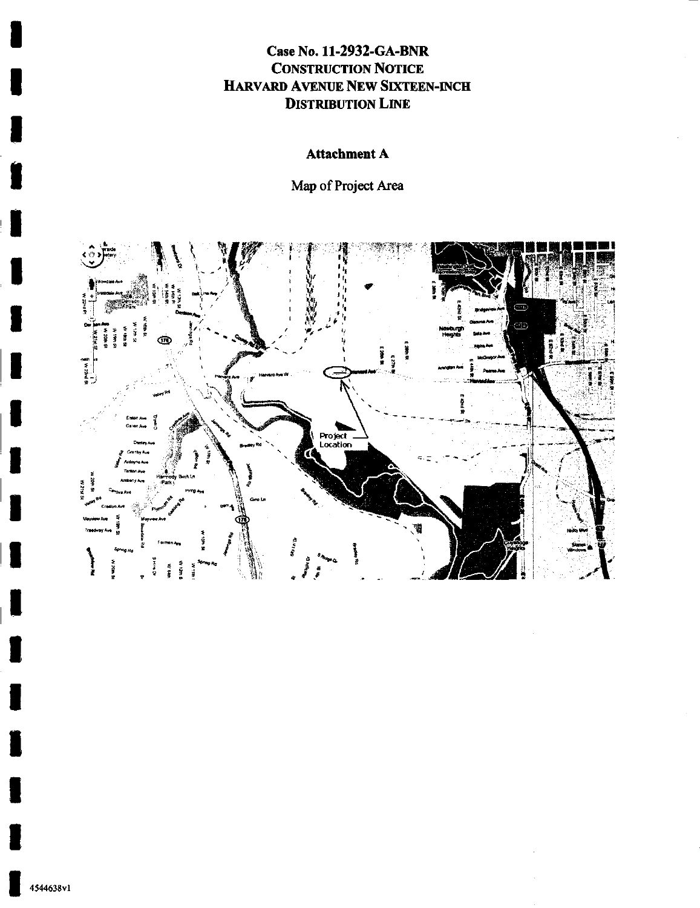**Case No. 11-2932-GA-BNR**
**CONSTRUCTION NOTICE**
**HARVARD AVENUE NEW SIXTEEN-INCH DISTRIBUTION LINE**

**Attachment A**

Map of Project Area

4544638v1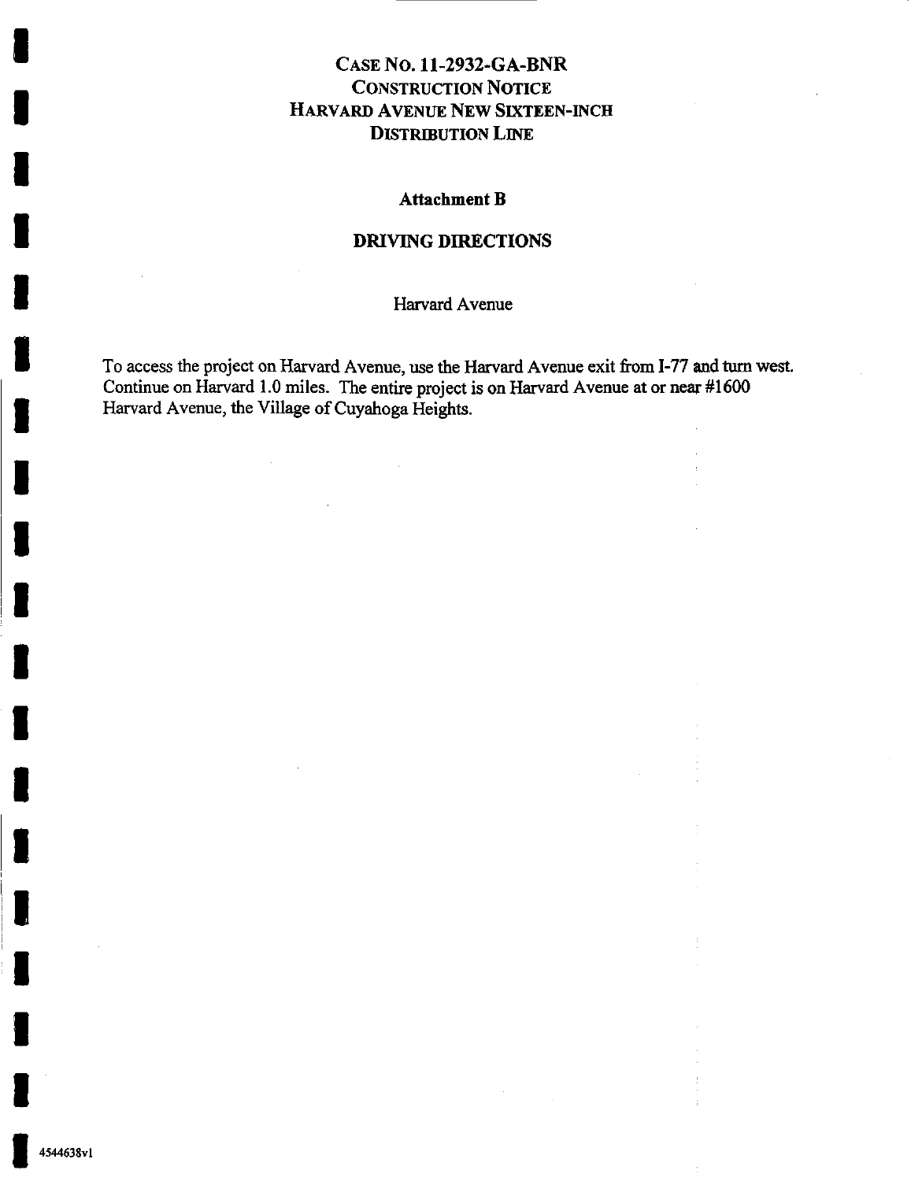# Case No. 11-2932-GA-BNR
# Construction Notice
# Harvard Avenue New Sixteen-Inch Distribution Line

## Attachment B

## DRIVING DIRECTIONS

Harvard Avenue

To access the project on Harvard Avenue, use the Harvard Avenue exit from I-77 and turn west. Continue on Harvard 1.0 miles. The entire project is on Harvard Avenue at or near #1600 Harvard Avenue, the Village of Cuyahoga Heights.

4544638v1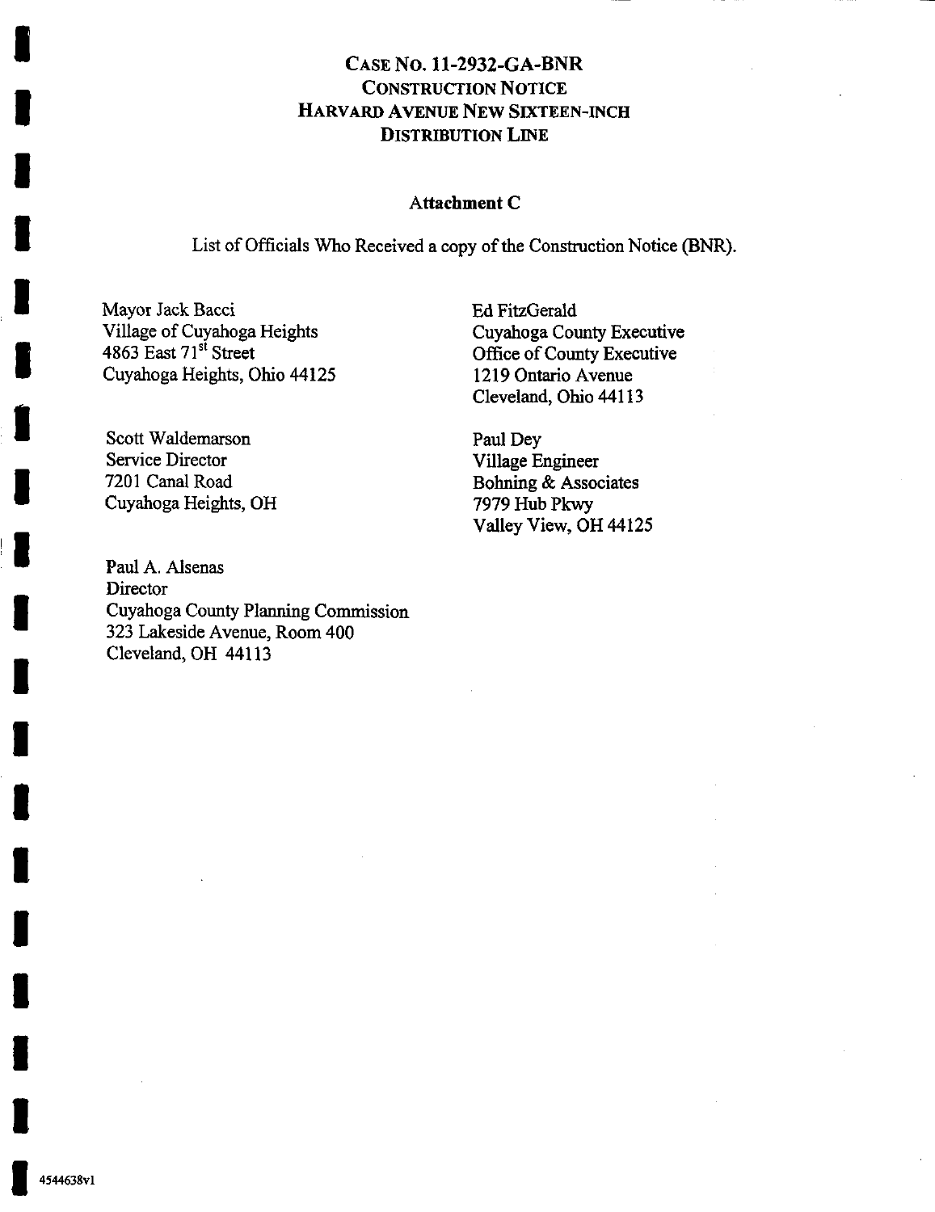# CASE NO. 11-2932-GA-BNR
# CONSTRUCTION NOTICE
# HARVARD AVENUE NEW SIXTEEN-INCH DISTRIBUTION LINE

## Attachment C

List of Officials Who Received a copy of the Construction Notice (BNR).

Mayor Jack Bacci
Village of Cuyahoga Heights
4863 East 71st Street
Cuyahoga Heights, Ohio 44125

Ed FitzGerald
Cuyahoga County Executive
Office of County Executive
1219 Ontario Avenue
Cleveland, Ohio 44113

Scott Waldemarson
Service Director
7201 Canal Road
Cuyahoga Heights, OH

Paul Dey
Village Engineer
Bohning & Associates
7979 Hub Pkwy
Valley View, OH 44125

Paul A. Alsenas
Director
Cuyahoga County Planning Commission
323 Lakeside Avenue, Room 400
Cleveland, OH 44113

4544638v1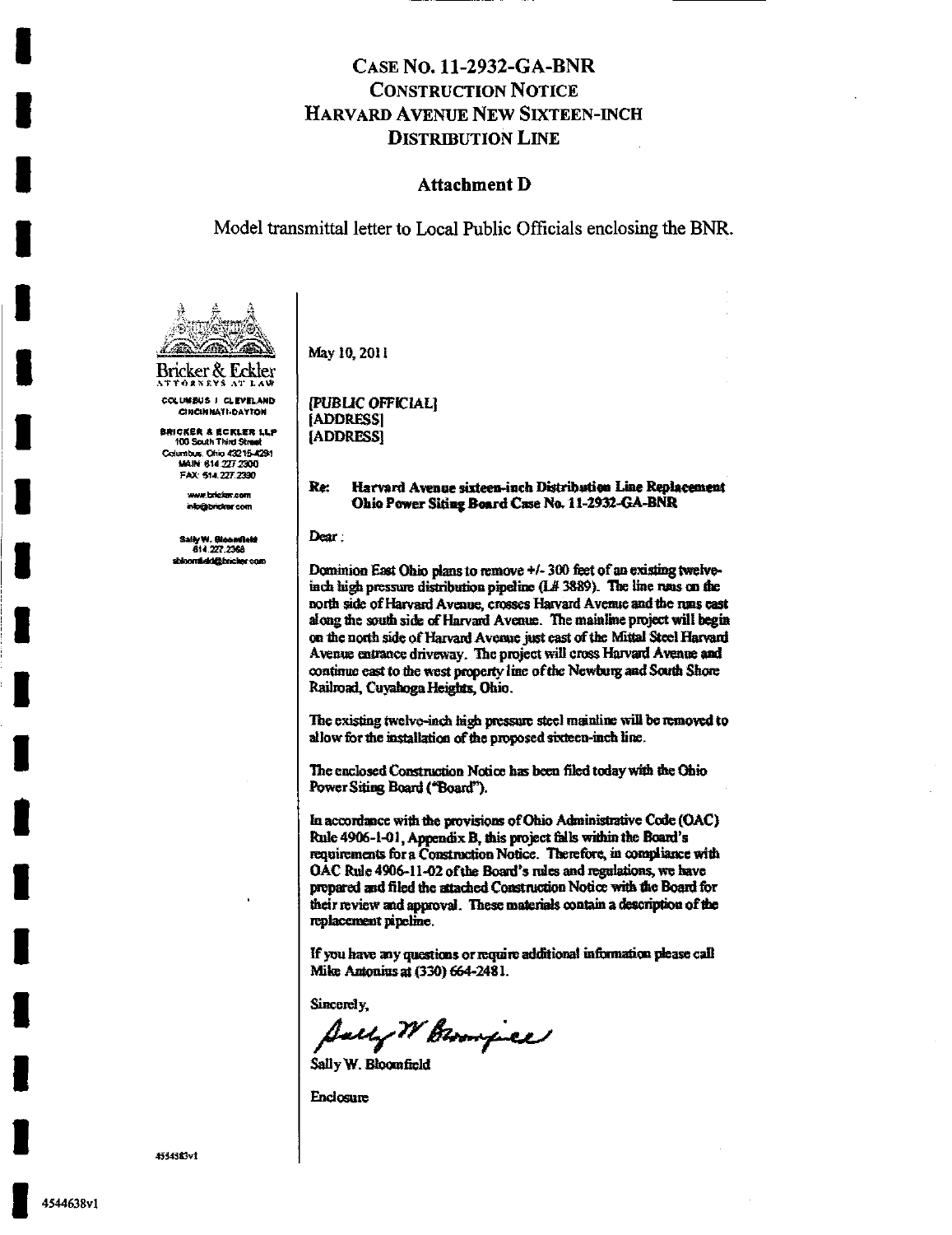# CASE NO. 11-2932-GA-BNR
# CONSTRUCTION NOTICE
# HARVARD AVENUE NEW SIXTEEN-INCH DISTRIBUTION LINE

## Attachment D

Model transmittal letter to Local Public Officials enclosing the BNR.

Bricker & Eckler
ATTORNEYS AT LAW

COLUMBUS | CLEVELAND
CINCINNATI-DAYTON

BRICKER & ECKLER LLP
100 South Third Street
Columbus, Ohio 43215-4291
MAIN: 614.227.2300
FAX: 614.227.2390

www.bricker.com
info@bricker.com

Sally W. Bloomfield
614.227.2368
sbloomfield@bricker.com

May 10, 2011

[PUBLIC OFFICIAL]
[ADDRESS]
[ADDRESS]

**Re: Harvard Avenue sixteen-inch Distribution Line Replacement
Ohio Power Siting Board Case No. 11-2932-GA-BNR**

Dear :

Dominion East Ohio plans to remove +/- 300 feet of an existing twelve-inch high pressure distribution pipeline (L# 3889). The line runs on the north side of Harvard Avenue, crosses Harvard Avenue and the runs east along the south side of Harvard Avenue. The mainline project will begin on the north side of Harvard Avenue just east of the Mittal Steel Harvard Avenue entrance driveway. The project will cross Harvard Avenue and continue east to the west property line of the Newburg and South Shore Railroad, Cuyahoga Heights, Ohio.

The existing twelve-inch high pressure steel mainline will be removed to allow for the installation of the proposed sixteen-inch line.

The enclosed Construction Notice has been filed today with the Ohio Power Siting Board ("Board").

In accordance with the provisions of Ohio Administrative Code (OAC) Rule 4906-1-01, Appendix B, this project falls within the Board's requirements for a Construction Notice. Therefore, in compliance with OAC Rule 4906-11-02 of the Board's rules and regulations, we have prepared and filed the attached Construction Notice with the Board for their review and approval. These materials contain a description of the replacement pipeline.

If you have any questions or require additional information please call Mike Antonius at (330) 664-2481.

Sincerely,

Sally W. Bloomfield

Sally W. Bloomfield

Enclosure

4554585v1

4544638v1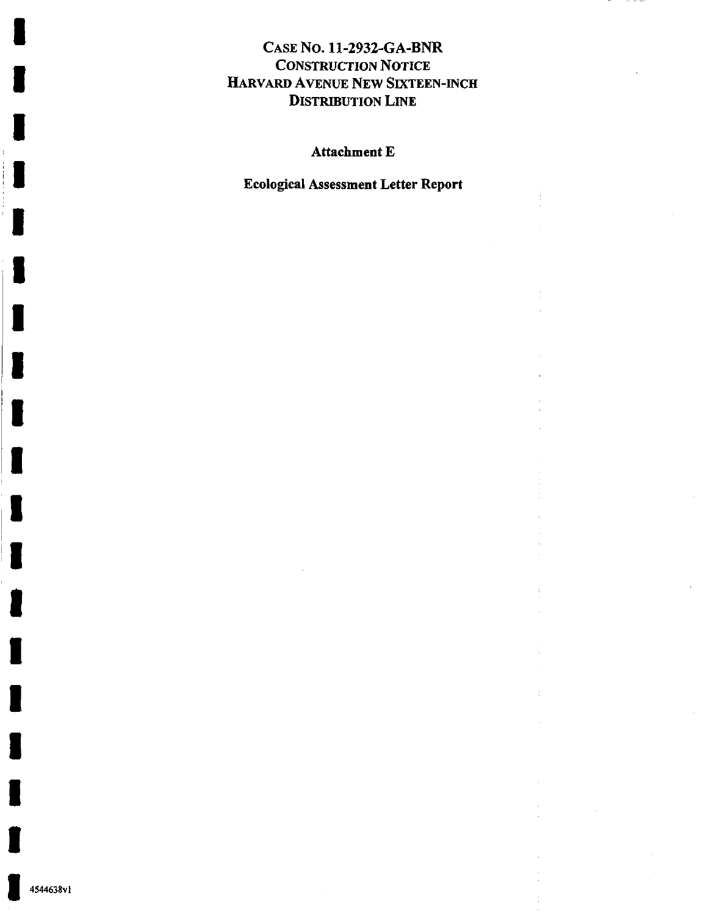# CASE NO. 11-2932-GA-BNR
# CONSTRUCTION NOTICE
# HARVARD AVENUE NEW SIXTEEN-INCH DISTRIBUTION LINE

**Attachment E**

**Ecological Assessment Letter Report**

4544638v1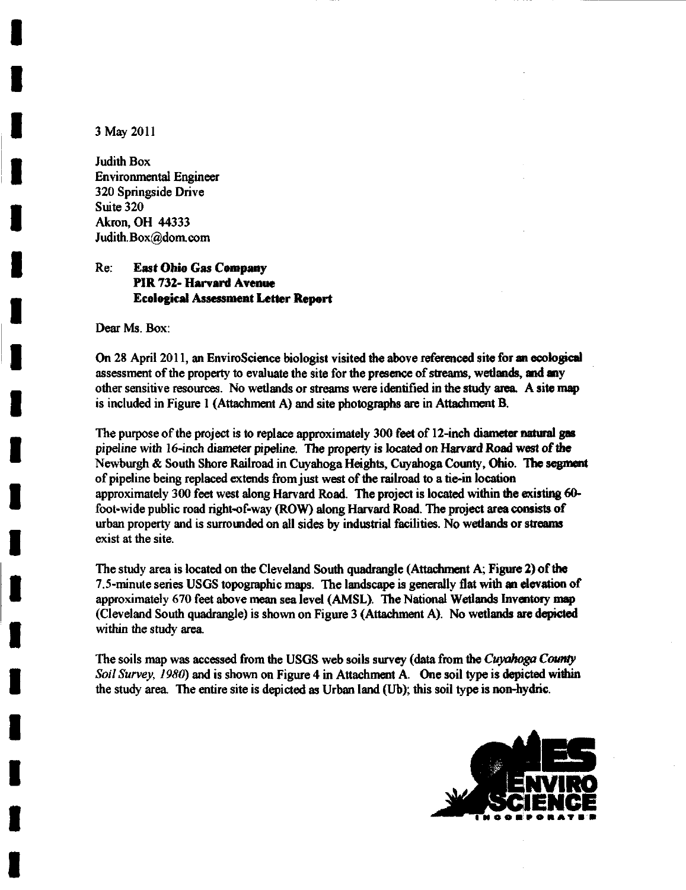3 May 2011

Judith Box
Environmental Engineer
320 Springside Drive
Suite 320
Akron, OH 44333
Judith.Box@dom.com

Re: **East Ohio Gas Company**
**PIR 732- Harvard Avenue**
**Ecological Assessment Letter Report**

Dear Ms. Box:

On 28 April 2011, an EnviroScience biologist visited the above referenced site for an ecological assessment of the property to evaluate the site for the presence of streams, wetlands, and any other sensitive resources. No wetlands or streams were identified in the study area. A site map is included in Figure 1 (Attachment A) and site photographs are in Attachment B.

The purpose of the project is to replace approximately 300 feet of 12-inch diameter natural gas pipeline with 16-inch diameter pipeline. The property is located on Harvard Road west of the Newburgh & South Shore Railroad in Cuyahoga Heights, Cuyahoga County, Ohio. The segment of pipeline being replaced extends from just west of the railroad to a tie-in location approximately 300 feet west along Harvard Road. The project is located within the existing 60-foot-wide public road right-of-way (ROW) along Harvard Road. The project area consists of urban property and is surrounded on all sides by industrial facilities. No wetlands or streams exist at the site.

The study area is located on the Cleveland South quadrangle (Attachment A; Figure 2) of the 7.5-minute series USGS topographic maps. The landscape is generally flat with an elevation of approximately 670 feet above mean sea level (AMSL). The National Wetlands Inventory map (Cleveland South quadrangle) is shown on Figure 3 (Attachment A). No wetlands are depicted within the study area.

The soils map was accessed from the USGS web soils survey (data from the *Cuyahoga County Soil Survey, 1980*) and is shown on Figure 4 in Attachment A. One soil type is depicted within the study area. The entire site is depicted as Urban land (Ub); this soil type is non-hydric.

ES ENVIRO SCIENCE INCORPORATED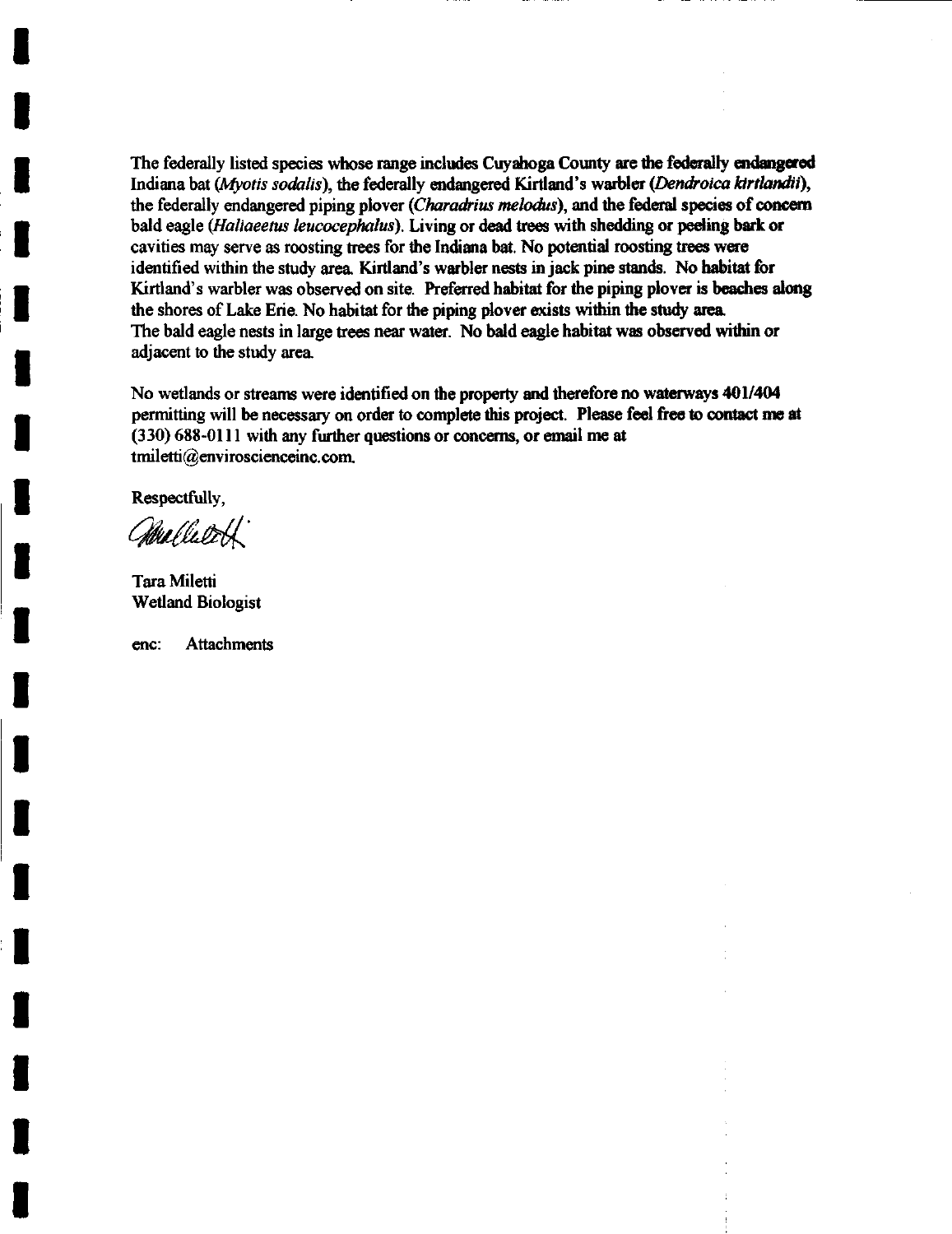The federally listed species whose range includes Cuyahoga County are the federally endangered Indiana bat (*Myotis sodalis*), the federally endangered Kirtland's warbler (*Dendroica kirtlandii*), the federally endangered piping plover (*Charadrius melodus*), and the federal species of concern bald eagle (*Haliaeetus leucocephalus*). Living or dead trees with shedding or peeling bark or cavities may serve as roosting trees for the Indiana bat. No potential roosting trees were identified within the study area. Kirtland's warbler nests in jack pine stands. No habitat for Kirtland's warbler was observed on site. Preferred habitat for the piping plover is beaches along the shores of Lake Erie. No habitat for the piping plover exists within the study area. The bald eagle nests in large trees near water. No bald eagle habitat was observed within or adjacent to the study area.

No wetlands or streams were identified on the property and therefore no waterways 401/404 permitting will be necessary on order to complete this project. Please feel free to contact me at (330) 688-0111 with any further questions or concerns, or email me at tmiletti@envirosciencеinc.com.

Respectfully,

Tara Miletti
Wetland Biologist

enc: Attachments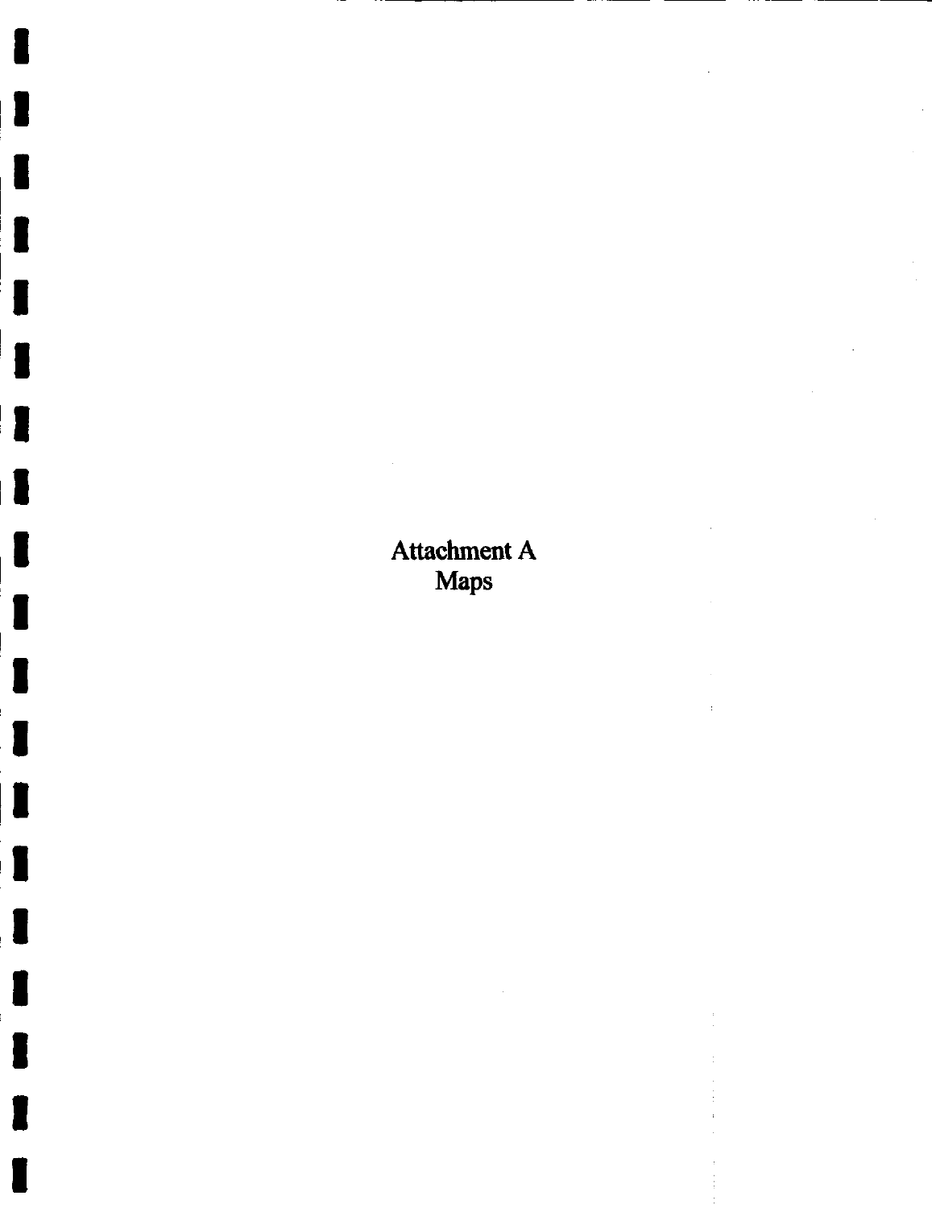# Attachment A
## Maps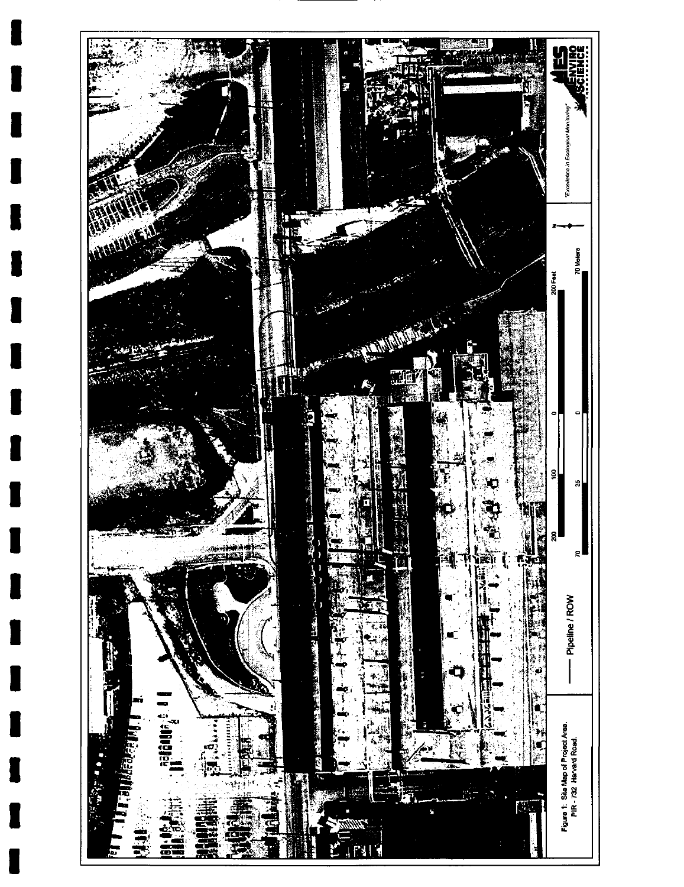Figure 1: Site Map of Project Area.
PIR - 732 Harvard Road.

Pipeline / ROW

0 100 200 Feet

0 35 70 Meters

N

"Excellence in Ecological Monitoring"

AES ENVIRO SCIENCE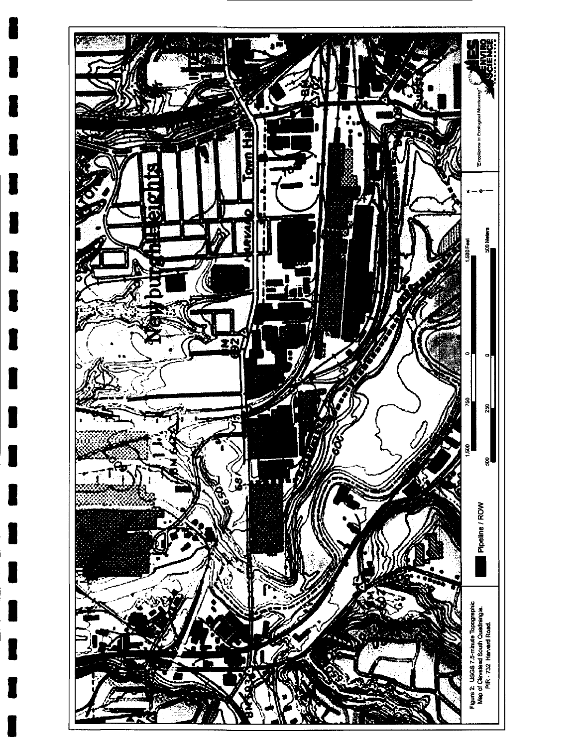Figure 2: USGS 7.5-minute Topographic Map of Cleveland South Quadrangle. PIR - 732 Harvard Road.

Pipeline / ROW

0 250 500 Meters

0 750 1,500 Feet

"Excellence in Ecological Monitoring"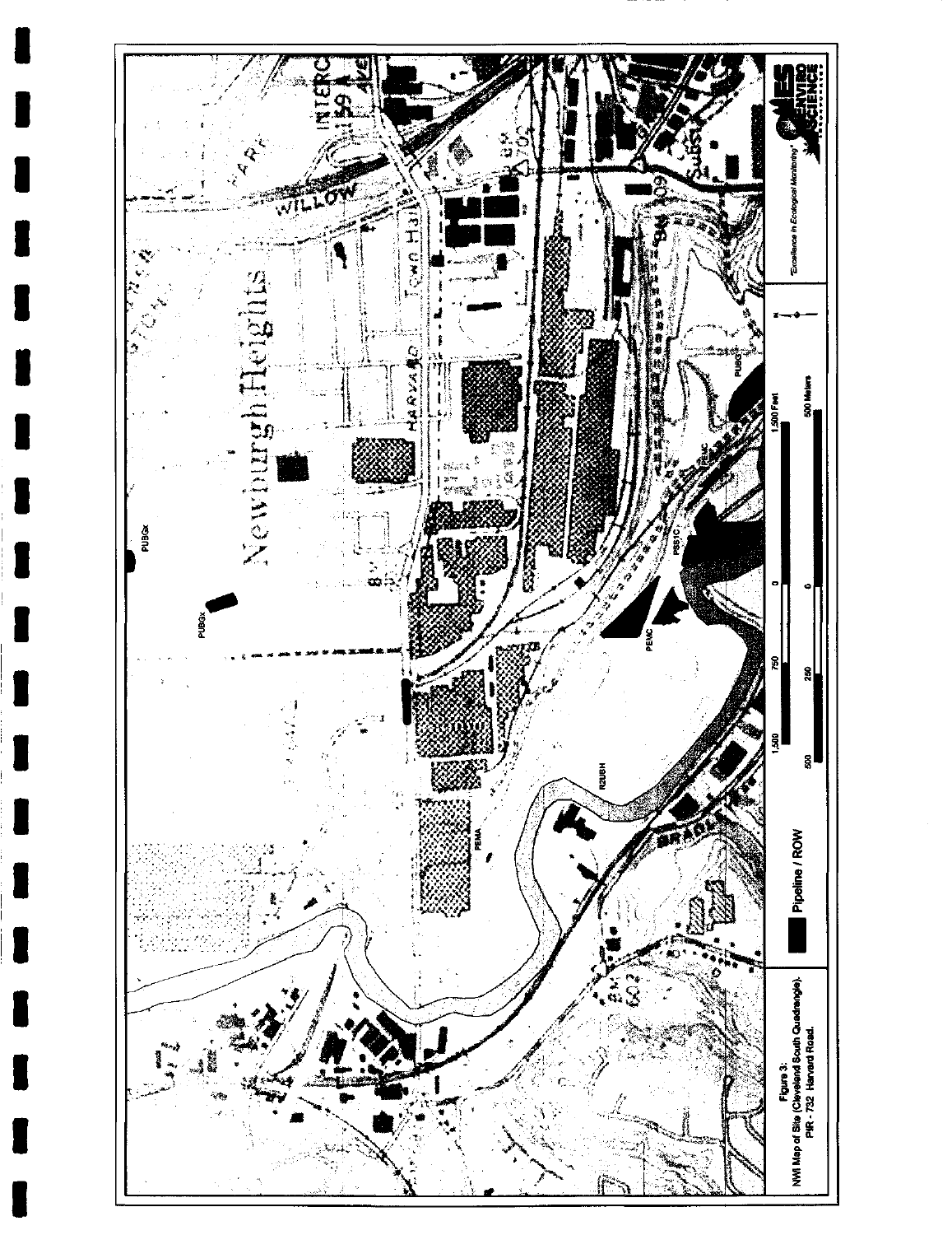Figure 3:
NWI Map of Site (Cleveland South Quadrangle).
PIR - 732 Harvard Road.

Pipeline / ROW

"Excellence in Ecological Monitoring"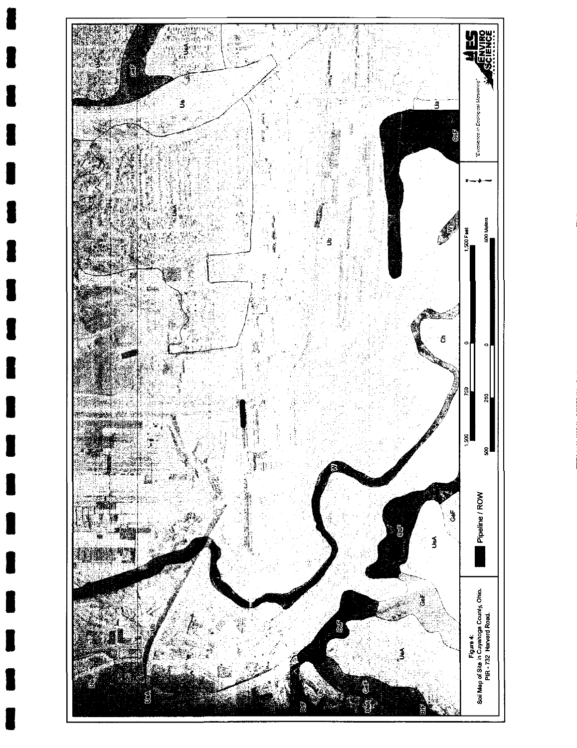Figure 4:
Soil Map of Site in Cuyahoga County, Ohio.
PIR - 732 Harvard Road.

Pipeline / ROW

"Excellence in Ecological Monitoring"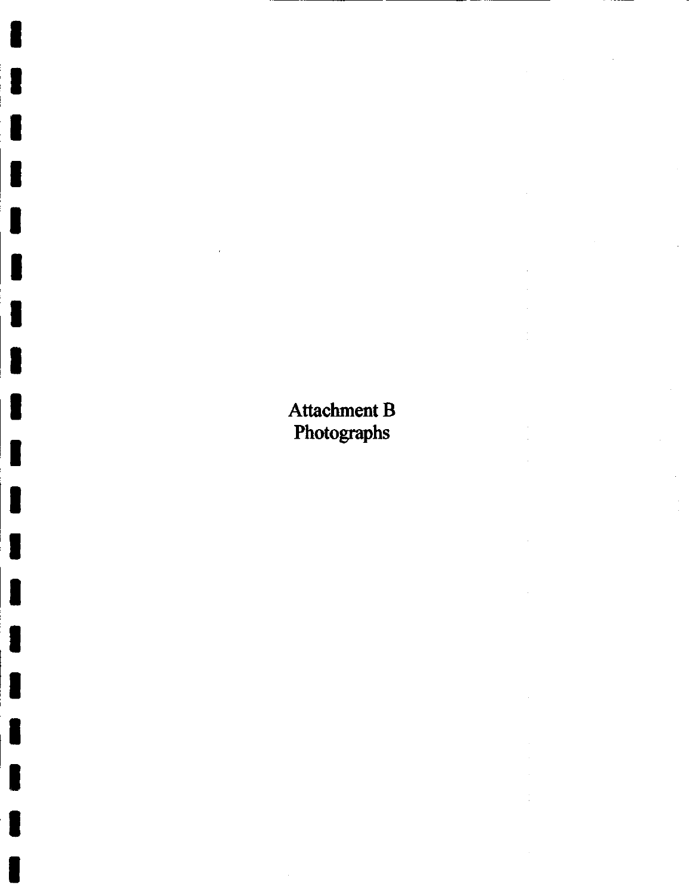# Attachment B
# Photographs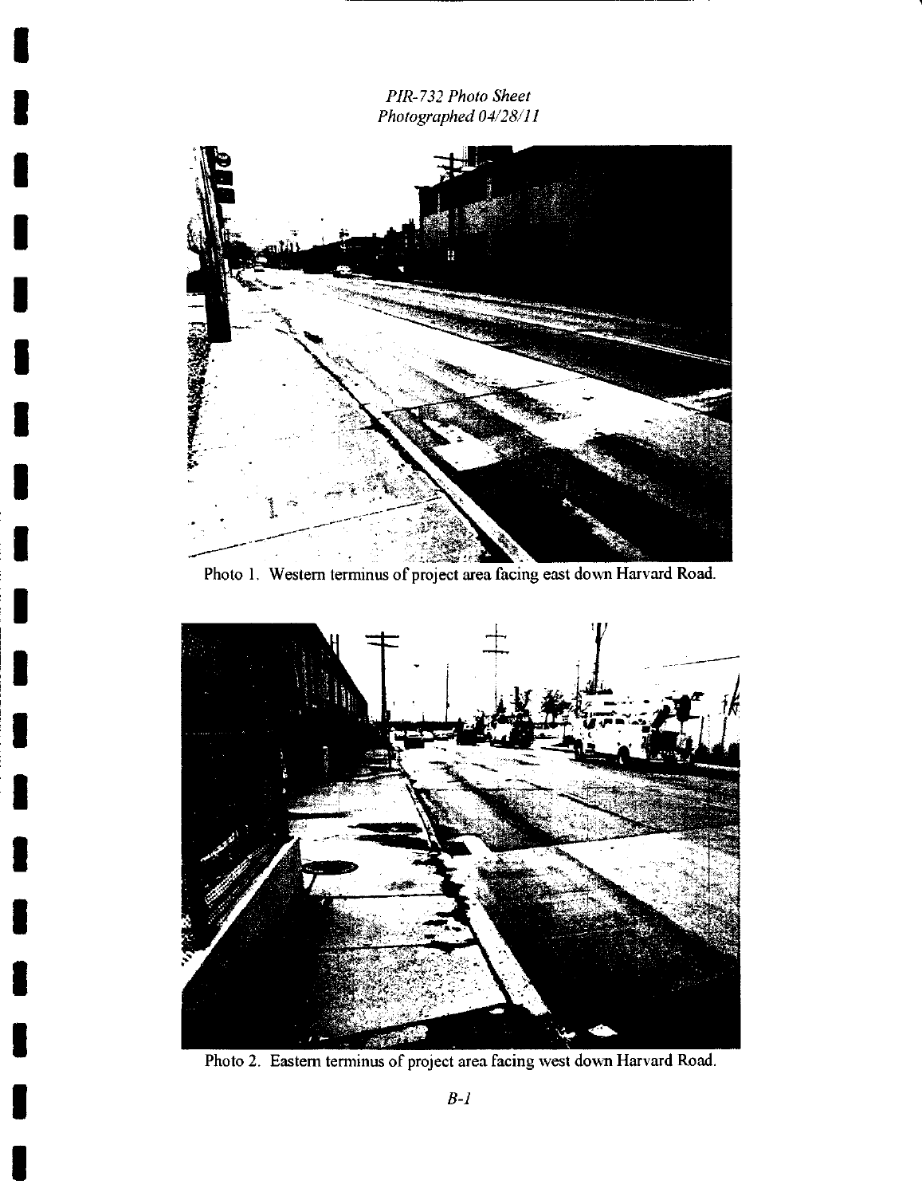*PIR-732 Photo Sheet*
*Photographed 04/28/11*

Photo 1. Western terminus of project area facing east down Harvard Road.

Photo 2. Eastern terminus of project area facing west down Harvard Road.

*B-1*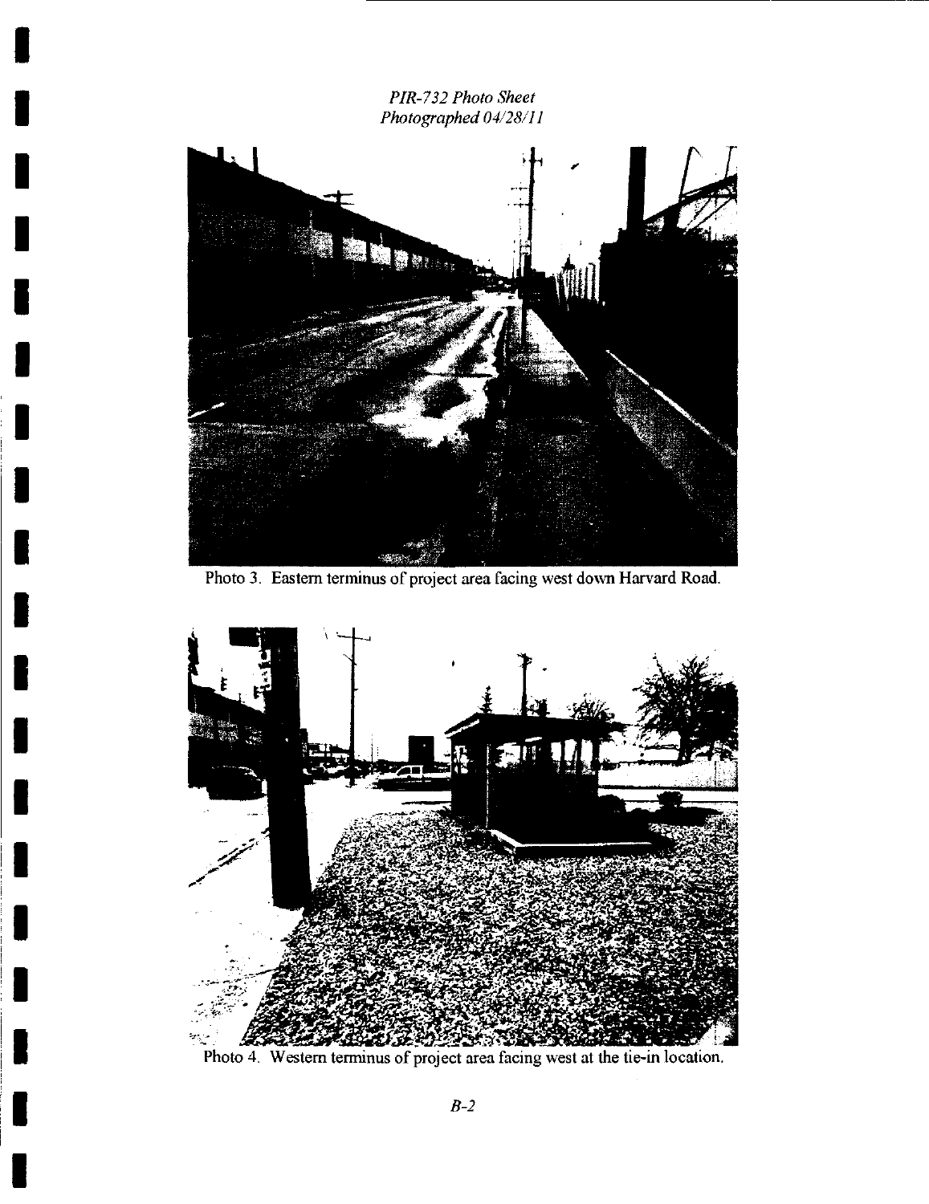*PIR-732 Photo Sheet*
*Photographed 04/28/11*

Photo 3. Eastern terminus of project area facing west down Harvard Road.

Photo 4. Western terminus of project area facing west at the tie-in location.